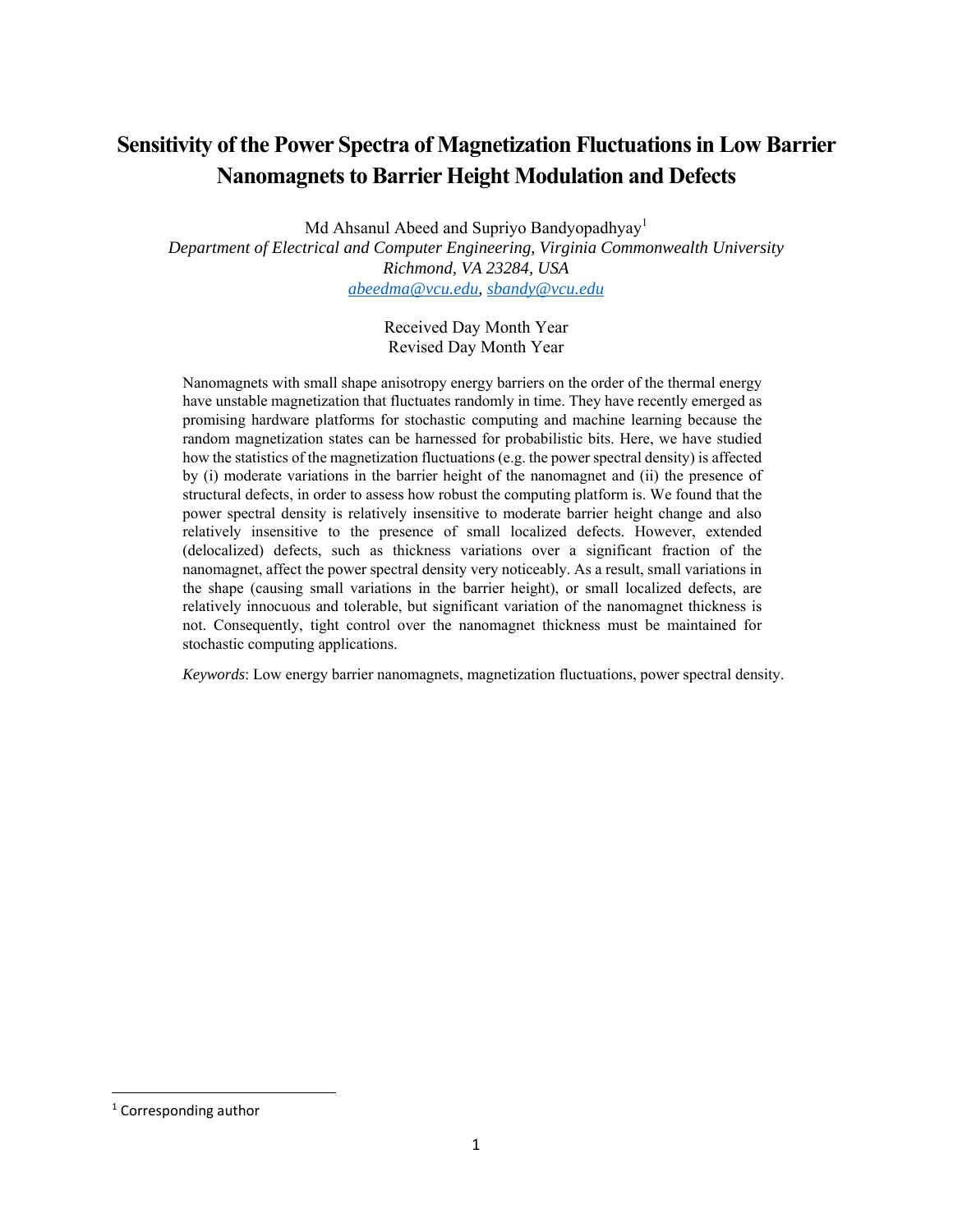# Sensitivity of the Power Spectra of Magnetization Fluctuations in Low Barrier Nanomagnets to Barrier Height Modulation and Defects

Md Ahsanul Abeed and Supriyo Bandyopadhyay[1]

*Department of Electrical and Computer Engineering, Virginia Commonwealth University*
*Richmond, VA 23284, USA*
abeedma@vcu.edu, sbandy@vcu.edu

Received Day Month Year
Revised Day Month Year

Nanomagnets with small shape anisotropy energy barriers on the order of the thermal energy have unstable magnetization that fluctuates randomly in time. They have recently emerged as promising hardware platforms for stochastic computing and machine learning because the random magnetization states can be harnessed for probabilistic bits. Here, we have studied how the statistics of the magnetization fluctuations (e.g. the power spectral density) is affected by (i) moderate variations in the barrier height of the nanomagnet and (ii) the presence of structural defects, in order to assess how robust the computing platform is. We found that the power spectral density is relatively insensitive to moderate barrier height change and also relatively insensitive to the presence of small localized defects. However, extended (delocalized) defects, such as thickness variations over a significant fraction of the nanomagnet, affect the power spectral density very noticeably. As a result, small variations in the shape (causing small variations in the barrier height), or small localized defects, are relatively innocuous and tolerable, but significant variation of the nanomagnet thickness is not. Consequently, tight control over the nanomagnet thickness must be maintained for stochastic computing applications.

*Keywords*: Low energy barrier nanomagnets, magnetization fluctuations, power spectral density.

[1] Corresponding author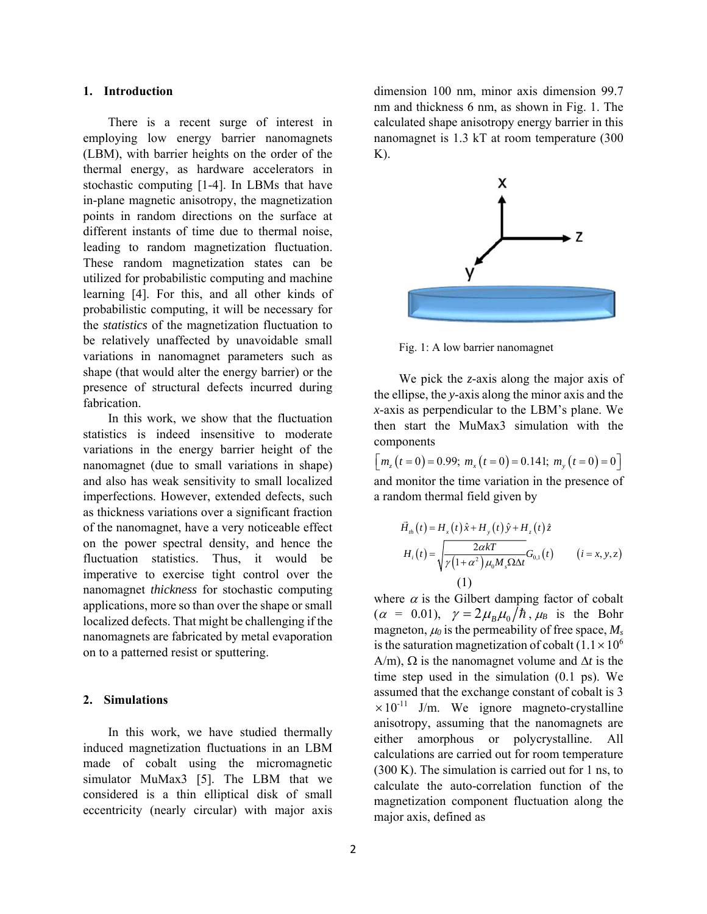## 1. Introduction

There is a recent surge of interest in employing low energy barrier nanomagnets (LBM), with barrier heights on the order of the thermal energy, as hardware accelerators in stochastic computing [1-4]. In LBMs that have in-plane magnetic anisotropy, the magnetization points in random directions on the surface at different instants of time due to thermal noise, leading to random magnetization fluctuation. These random magnetization states can be utilized for probabilistic computing and machine learning [4]. For this, and all other kinds of probabilistic computing, it will be necessary for the *statistics* of the magnetization fluctuation to be relatively unaffected by unavoidable small variations in nanomagnet parameters such as shape (that would alter the energy barrier) or the presence of structural defects incurred during fabrication.

In this work, we show that the fluctuation statistics is indeed insensitive to moderate variations in the energy barrier height of the nanomagnet (due to small variations in shape) and also has weak sensitivity to small localized imperfections. However, extended defects, such as thickness variations over a significant fraction of the nanomagnet, have a very noticeable effect on the power spectral density, and hence the fluctuation statistics. Thus, it would be imperative to exercise tight control over the nanomagnet *thickness* for stochastic computing applications, more so than over the shape or small localized defects. That might be challenging if the nanomagnets are fabricated by metal evaporation on to a patterned resist or sputtering.

## 2. Simulations

In this work, we have studied thermally induced magnetization fluctuations in an LBM made of cobalt using the micromagnetic simulator MuMax3 [5]. The LBM that we considered is a thin elliptical disk of small eccentricity (nearly circular) with major axis dimension 100 nm, minor axis dimension 99.7 nm and thickness 6 nm, as shown in Fig. 1. The calculated shape anisotropy energy barrier in this nanomagnet is 1.3 kT at room temperature (300 K).

Fig. 1: A low barrier nanomagnet

We pick the *z*-axis along the major axis of the ellipse, the *y*-axis along the minor axis and the *x*-axis as perpendicular to the LBM's plane. We then start the MuMax3 simulation with the components

$$\left[ m_z(t=0) = 0.99;\ m_x(t=0) = 0.141;\ m_y(t=0) = 0 \right]$$

and monitor the time variation in the presence of a random thermal field given by

$$\vec{H}_{th}(t) = H_x(t)\hat{x} + H_y(t)\hat{y} + H_z(t)\hat{z}$$
$$H_i(t) = \sqrt{\frac{2\alpha kT}{\gamma\left(1+\alpha^2\right)\mu_0 M_s \Omega \Delta t}}\, G_{0,1}(t) \qquad (i = x, y, z)$$
$$(1)$$

where $\alpha$ is the Gilbert damping factor of cobalt ($\alpha$ = 0.01), $\gamma = 2\mu_B\mu_0/\hbar$, $\mu_B$ is the Bohr magneton, $\mu_0$ is the permeability of free space, $M_s$ is the saturation magnetization of cobalt ($1.1 \times 10^6$ A/m), $\Omega$ is the nanomagnet volume and $\Delta t$ is the time step used in the simulation (0.1 ps). We assumed that the exchange constant of cobalt is 3 $\times 10^{-11}$ J/m. We ignore magneto-crystalline anisotropy, assuming that the nanomagnets are either amorphous or polycrystalline. All calculations are carried out for room temperature (300 K). The simulation is carried out for 1 ns, to calculate the auto-correlation function of the magnetization component fluctuation along the major axis, defined as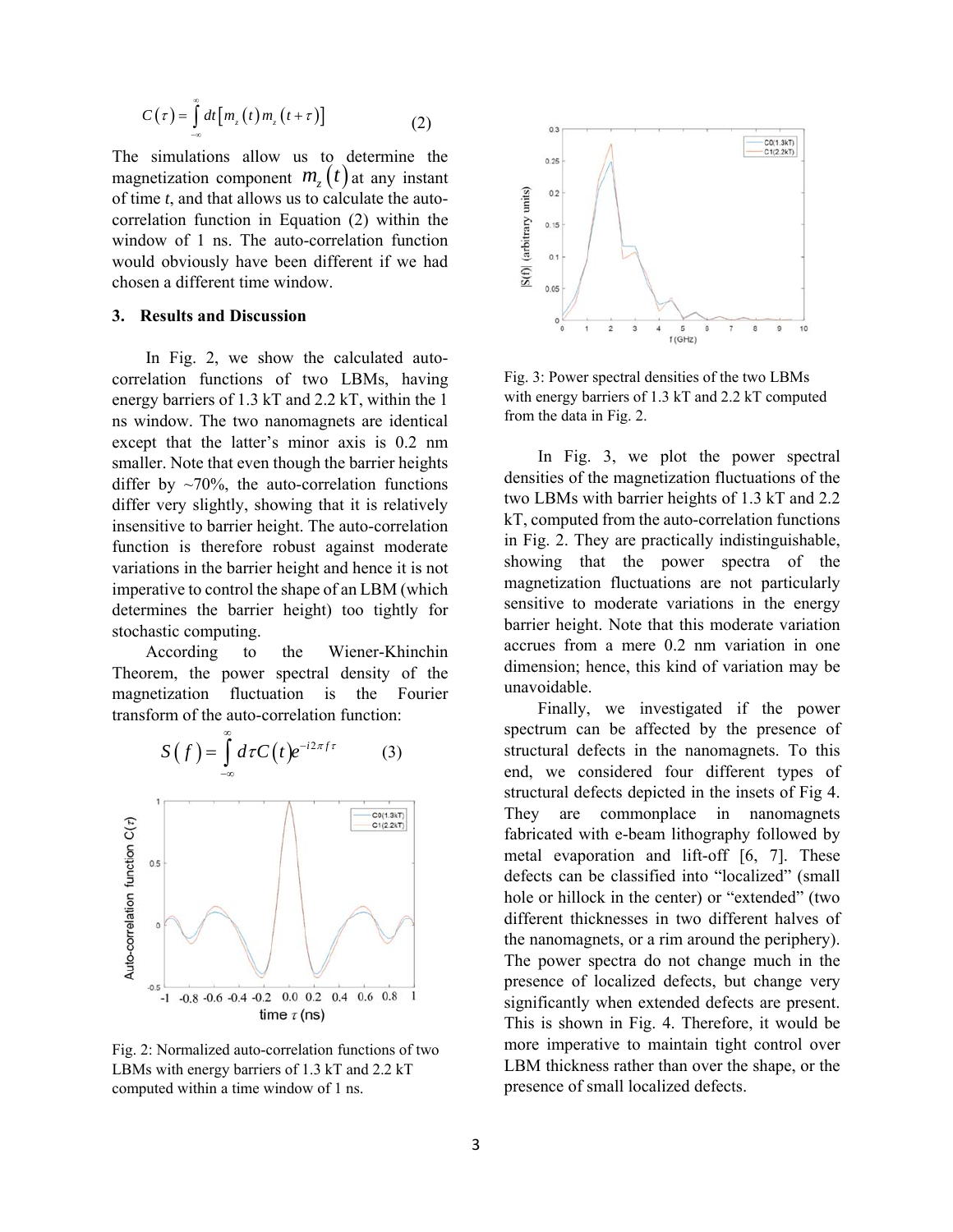$$C(\tau) = \int_{-\infty}^{\infty} dt \left[ m_z(t) m_z(t+\tau) \right] \quad (2)$$

The simulations allow us to determine the magnetization component $m_z(t)$ at any instant of time *t*, and that allows us to calculate the auto-correlation function in Equation (2) within the window of 1 ns. The auto-correlation function would obviously have been different if we had chosen a different time window.

## 3. Results and Discussion

In Fig. 2, we show the calculated auto-correlation functions of two LBMs, having energy barriers of 1.3 kT and 2.2 kT, within the 1 ns window. The two nanomagnets are identical except that the latter's minor axis is 0.2 nm smaller. Note that even though the barrier heights differ by ~70%, the auto-correlation functions differ very slightly, showing that it is relatively insensitive to barrier height. The auto-correlation function is therefore robust against moderate variations in the barrier height and hence it is not imperative to control the shape of an LBM (which determines the barrier height) too tightly for stochastic computing.

According to the Wiener-Khinchin Theorem, the power spectral density of the magnetization fluctuation is the Fourier transform of the auto-correlation function:

$$S(f) = \int_{-\infty}^{\infty} d\tau C(t) e^{-i2\pi f \tau} \quad (3)$$

Fig. 2: Normalized auto-correlation functions of two LBMs with energy barriers of 1.3 kT and 2.2 kT computed within a time window of 1 ns.

Fig. 3: Power spectral densities of the two LBMs with energy barriers of 1.3 kT and 2.2 kT computed from the data in Fig. 2.

In Fig. 3, we plot the power spectral densities of the magnetization fluctuations of the two LBMs with barrier heights of 1.3 kT and 2.2 kT, computed from the auto-correlation functions in Fig. 2. They are practically indistinguishable, showing that the power spectra of the magnetization fluctuations are not particularly sensitive to moderate variations in the energy barrier height. Note that this moderate variation accrues from a mere 0.2 nm variation in one dimension; hence, this kind of variation may be unavoidable.

Finally, we investigated if the power spectrum can be affected by the presence of structural defects in the nanomagnets. To this end, we considered four different types of structural defects depicted in the insets of Fig 4. They are commonplace in nanomagnets fabricated with e-beam lithography followed by metal evaporation and lift-off [6, 7]. These defects can be classified into "localized" (small hole or hillock in the center) or "extended" (two different thicknesses in two different halves of the nanomagnets, or a rim around the periphery). The power spectra do not change much in the presence of localized defects, but change very significantly when extended defects are present. This is shown in Fig. 4. Therefore, it would be more imperative to maintain tight control over LBM thickness rather than over the shape, or the presence of small localized defects.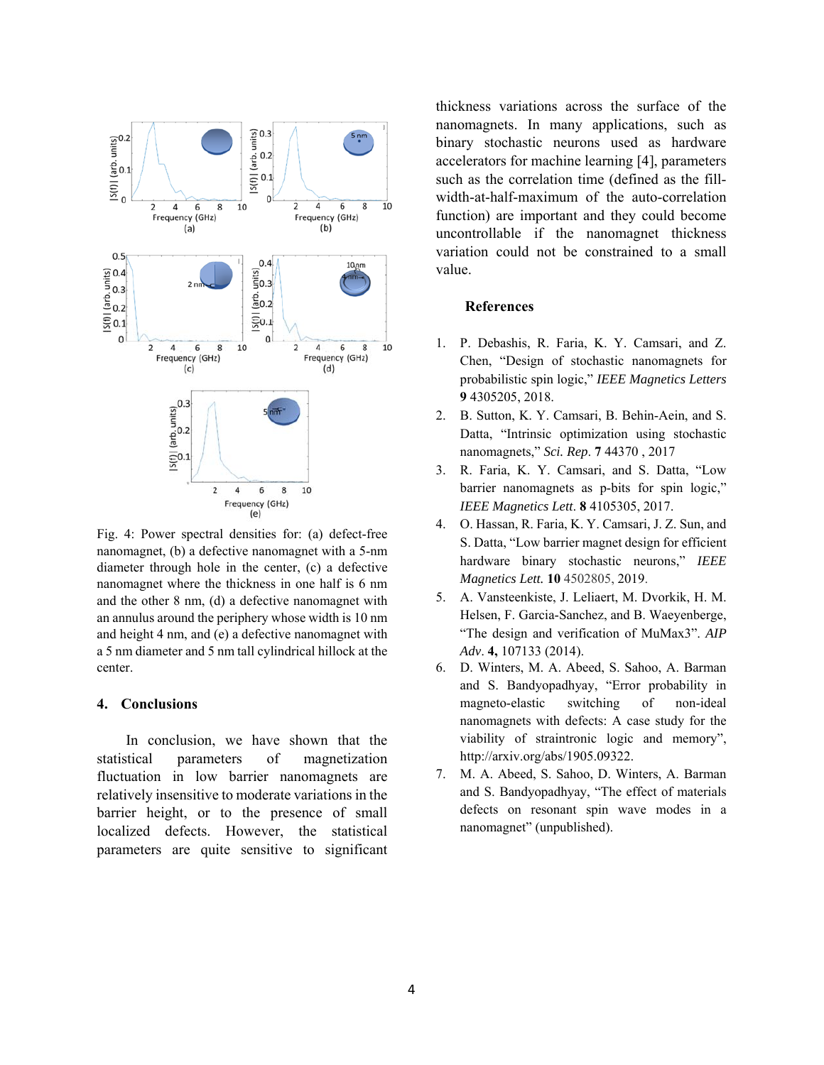(a) |S(f)| (arb. units) 0 0.1 0.2 Frequency (GHz) 2 4 6 8 10

(b) |S(f)| (arb. units) 0 0.1 0.2 0.3 Frequency (GHz) 2 4 6 8 10 5 nm

(c) |S(f)| (arb. units) 0 0.1 0.2 0.3 0.4 0.5 Frequency (GHz) 2 4 6 8 10 2 nm

(d) |S(f)| (arb. units) 0 0.1 0.2 0.3 0.4 Frequency (GHz) 2 4 6 8 10 10 nm 4 nm

(e) |S(f)| (arb. units) 0.1 0.2 0.3 Frequency (GHz) 2 4 6 8 10 5 nm

Fig. 4: Power spectral densities for: (a) defect-free nanomagnet, (b) a defective nanomagnet with a 5-nm diameter through hole in the center, (c) a defective nanomagnet where the thickness in one half is 6 nm and the other 8 nm, (d) a defective nanomagnet with an annulus around the periphery whose width is 10 nm and height 4 nm, and (e) a defective nanomagnet with a 5 nm diameter and 5 nm tall cylindrical hillock at the center.

## 4. Conclusions

In conclusion, we have shown that the statistical parameters of magnetization fluctuation in low barrier nanomagnets are relatively insensitive to moderate variations in the barrier height, or to the presence of small localized defects. However, the statistical parameters are quite sensitive to significant thickness variations across the surface of the nanomagnets. In many applications, such as binary stochastic neurons used as hardware accelerators for machine learning [4], parameters such as the correlation time (defined as the fill-width-at-half-maximum of the auto-correlation function) are important and they could become uncontrollable if the nanomagnet thickness variation could not be constrained to a small value.

## References

1. P. Debashis, R. Faria, K. Y. Camsari, and Z. Chen, "Design of stochastic nanomagnets for probabilistic spin logic," *IEEE Magnetics Letters* **9** 4305205, 2018.
2. B. Sutton, K. Y. Camsari, B. Behin-Aein, and S. Datta, "Intrinsic optimization using stochastic nanomagnets," *Sci. Rep.* **7** 44370 , 2017
3. R. Faria, K. Y. Camsari, and S. Datta, "Low barrier nanomagnets as p-bits for spin logic," *IEEE Magnetics Lett*. **8** 4105305, 2017.
4. O. Hassan, R. Faria, K. Y. Camsari, J. Z. Sun, and S. Datta, "Low barrier magnet design for efficient hardware binary stochastic neurons," *IEEE Magnetics Lett.* **10** 4502805, 2019.
5. A. Vansteenkiste, J. Leliaert, M. Dvorkik, H. M. Helsen, F. Garcia-Sanchez, and B. Waeyenberge, "The design and verification of MuMax3". *AIP Adv*. **4,** 107133 (2014).
6. D. Winters, M. A. Abeed, S. Sahoo, A. Barman and S. Bandyopadhyay, "Error probability in magneto-elastic switching of non-ideal nanomagnets with defects: A case study for the viability of straintronic logic and memory", http://arxiv.org/abs/1905.09322.
7. M. A. Abeed, S. Sahoo, D. Winters, A. Barman and S. Bandyopadhyay, "The effect of materials defects on resonant spin wave modes in a nanomagnet" (unpublished).